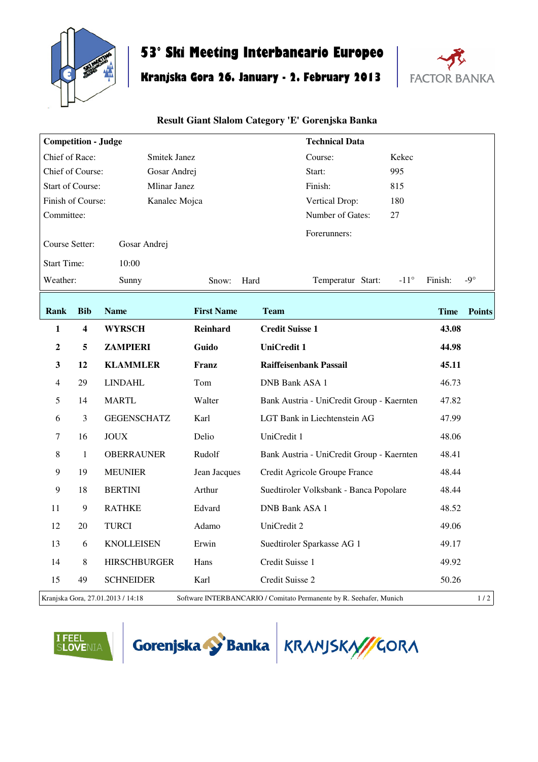# 53° Ski Meeting Interbancario Europeo

## Kranjska Gora 26. January - 2. February 2013

FACTOR BANKA

### Result Giant Slalom Category 'E' Gorenjska Banka

| **Competition - Judge** | | **Technical Data** | |
|---|---|---|---|
| Chief of Race: | Smitek Janez | Course: | Kekec |
| Chief of Course: | Gosar Andrej | Start: | 995 |
| Start of Course: | Mlinar Janez | Finish: | 815 |
| Finish of Course: | Kanalec Mojca | Vertical Drop: | 180 |
| Committee: | | Number of Gates: | 27 |
| | | Forerunners: | |
| Course Setter: | Gosar Andrej | | |
| Start Time: | 10:00 | | |

Weather: Sunny Snow: Hard Temperatur Start: -11° Finish: -9°

| Rank | Bib | Name | First Name | Team | Time | Points |
|---|---|---|---|---|---|---|
| **1** | **4** | **WYRSCH** | **Reinhard** | **Credit Suisse 1** | **43.08** | |
| **2** | **5** | **ZAMPIERI** | **Guido** | **UniCredit 1** | **44.98** | |
| **3** | **12** | **KLAMMLER** | **Franz** | **Raiffeisenbank Passail** | **45.11** | |
| 4 | 29 | LINDAHL | Tom | DNB Bank ASA 1 | 46.73 | |
| 5 | 14 | MARTL | Walter | Bank Austria - UniCredit Group - Kaernten | 47.82 | |
| 6 | 3 | GEGENSCHATZ | Karl | LGT Bank in Liechtenstein AG | 47.99 | |
| 7 | 16 | JOUX | Delio | UniCredit 1 | 48.06 | |
| 8 | 1 | OBERRAUNER | Rudolf | Bank Austria - UniCredit Group - Kaernten | 48.41 | |
| 9 | 19 | MEUNIER | Jean Jacques | Credit Agricole Groupe France | 48.44 | |
| 9 | 18 | BERTINI | Arthur | Suedtiroler Volksbank - Banca Popolare | 48.44 | |
| 11 | 9 | RATHKE | Edvard | DNB Bank ASA 1 | 48.52 | |
| 12 | 20 | TURCI | Adamo | UniCredit 2 | 49.06 | |
| 13 | 6 | KNOLLEISEN | Erwin | Suedtiroler Sparkasse AG 1 | 49.17 | |
| 14 | 8 | HIRSCHBURGER | Hans | Credit Suisse 1 | 49.92 | |
| 15 | 49 | SCHNEIDER | Karl | Credit Suisse 2 | 50.26 | |

Kranjska Gora, 27.01.2013 / 14:18 Software INTERBANCARIO / Comitato Permanente by R. Seehafer, Munich

I FEEL SLOVENIA Gorenjska Banka KRANJSKA GORA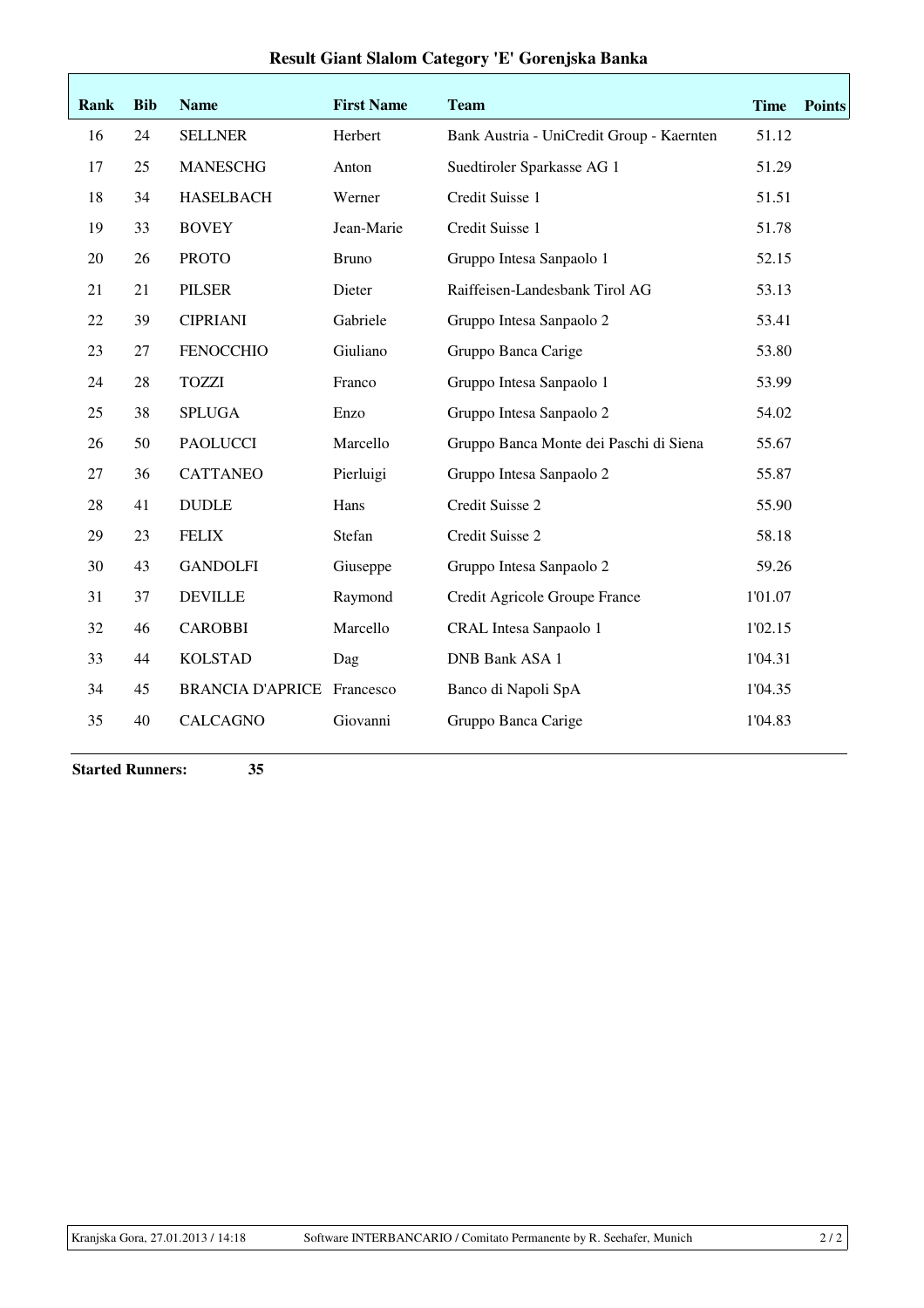**Result Giant Slalom Category 'E' Gorenjska Banka**

| Rank | Bib | Name | First Name | Team | Time | Points |
|---|---|---|---|---|---|---|
| 16 | 24 | SELLNER | Herbert | Bank Austria - UniCredit Group - Kaernten | 51.12 | |
| 17 | 25 | MANESCHG | Anton | Suedtiroler Sparkasse AG 1 | 51.29 | |
| 18 | 34 | HASELBACH | Werner | Credit Suisse 1 | 51.51 | |
| 19 | 33 | BOVEY | Jean-Marie | Credit Suisse 1 | 51.78 | |
| 20 | 26 | PROTO | Bruno | Gruppo Intesa Sanpaolo 1 | 52.15 | |
| 21 | 21 | PILSER | Dieter | Raiffeisen-Landesbank Tirol AG | 53.13 | |
| 22 | 39 | CIPRIANI | Gabriele | Gruppo Intesa Sanpaolo 2 | 53.41 | |
| 23 | 27 | FENOCCHIO | Giuliano | Gruppo Banca Carige | 53.80 | |
| 24 | 28 | TOZZI | Franco | Gruppo Intesa Sanpaolo 1 | 53.99 | |
| 25 | 38 | SPLUGA | Enzo | Gruppo Intesa Sanpaolo 2 | 54.02 | |
| 26 | 50 | PAOLUCCI | Marcello | Gruppo Banca Monte dei Paschi di Siena | 55.67 | |
| 27 | 36 | CATTANEO | Pierluigi | Gruppo Intesa Sanpaolo 2 | 55.87 | |
| 28 | 41 | DUDLE | Hans | Credit Suisse 2 | 55.90 | |
| 29 | 23 | FELIX | Stefan | Credit Suisse 2 | 58.18 | |
| 30 | 43 | GANDOLFI | Giuseppe | Gruppo Intesa Sanpaolo 2 | 59.26 | |
| 31 | 37 | DEVILLE | Raymond | Credit Agricole Groupe France | 1'01.07 | |
| 32 | 46 | CAROBBI | Marcello | CRAL Intesa Sanpaolo 1 | 1'02.15 | |
| 33 | 44 | KOLSTAD | Dag | DNB Bank ASA 1 | 1'04.31 | |
| 34 | 45 | BRANCIA D'APRICE | Francesco | Banco di Napoli SpA | 1'04.35 | |
| 35 | 40 | CALCAGNO | Giovanni | Gruppo Banca Carige | 1'04.83 | |

**Started Runners:** 35

Kranjska Gora, 27.01.2013 / 14:18 — Software INTERBANCARIO / Comitato Permanente by R. Seehafer, Munich